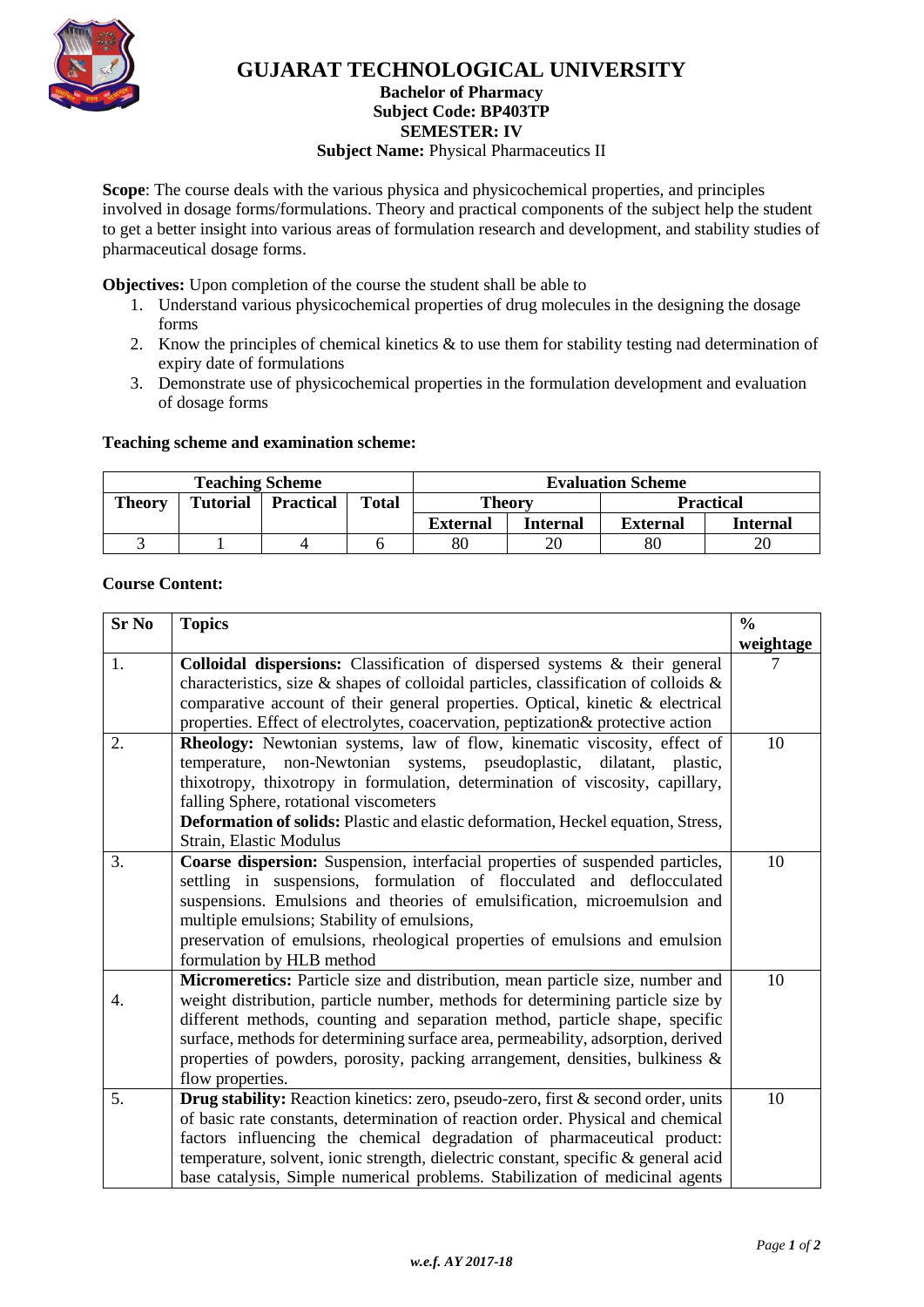# GUJARAT TECHNOLOGICAL UNIVERSITY

**Bachelor of Pharmacy**
**Subject Code: BP403TP**
**SEMESTER: IV**
**Subject Name:** Physical Pharmaceutics II

**Scope**: The course deals with the various physica and physicochemical properties, and principles involved in dosage forms/formulations. Theory and practical components of the subject help the student to get a better insight into various areas of formulation research and development, and stability studies of pharmaceutical dosage forms.

**Objectives:** Upon completion of the course the student shall be able to

1. Understand various physicochemical properties of drug molecules in the designing the dosage forms
2. Know the principles of chemical kinetics & to use them for stability testing nad determination of expiry date of formulations
3. Demonstrate use of physicochemical properties in the formulation development and evaluation of dosage forms

**Teaching scheme and examination scheme:**

| Teaching Scheme | | | | Evaluation Scheme | | | |
|---|---|---|---|---|---|---|---|
| Theory | Tutorial | Practical | Total | Theory | | Practical | |
| | | | | External | Internal | External | Internal |
| 3 | 1 | 4 | 6 | 80 | 20 | 80 | 20 |

**Course Content:**

| Sr No | Topics | % weightage |
|---|---|---|
| 1. | **Colloidal dispersions:** Classification of dispersed systems & their general characteristics, size & shapes of colloidal particles, classification of colloids & comparative account of their general properties. Optical, kinetic & electrical properties. Effect of electrolytes, coacervation, peptization& protective action | 7 |
| 2. | **Rheology:** Newtonian systems, law of flow, kinematic viscosity, effect of temperature, non-Newtonian systems, pseudoplastic, dilatant, plastic, thixotropy, thixotropy in formulation, determination of viscosity, capillary, falling Sphere, rotational viscometers<br>**Deformation of solids:** Plastic and elastic deformation, Heckel equation, Stress, Strain, Elastic Modulus | 10 |
| 3. | **Coarse dispersion:** Suspension, interfacial properties of suspended particles, settling in suspensions, formulation of flocculated and deflocculated suspensions. Emulsions and theories of emulsification, microemulsion and multiple emulsions; Stability of emulsions,<br>preservation of emulsions, rheological properties of emulsions and emulsion formulation by HLB method | 10 |
| 4. | **Micromeretics:** Particle size and distribution, mean particle size, number and weight distribution, particle number, methods for determining particle size by different methods, counting and separation method, particle shape, specific surface, methods for determining surface area, permeability, adsorption, derived properties of powders, porosity, packing arrangement, densities, bulkiness & flow properties. | 10 |
| 5. | **Drug stability:** Reaction kinetics: zero, pseudo-zero, first & second order, units of basic rate constants, determination of reaction order. Physical and chemical factors influencing the chemical degradation of pharmaceutical product: temperature, solvent, ionic strength, dielectric constant, specific & general acid base catalysis, Simple numerical problems. Stabilization of medicinal agents | 10 |

*w.e.f. AY 2017-18*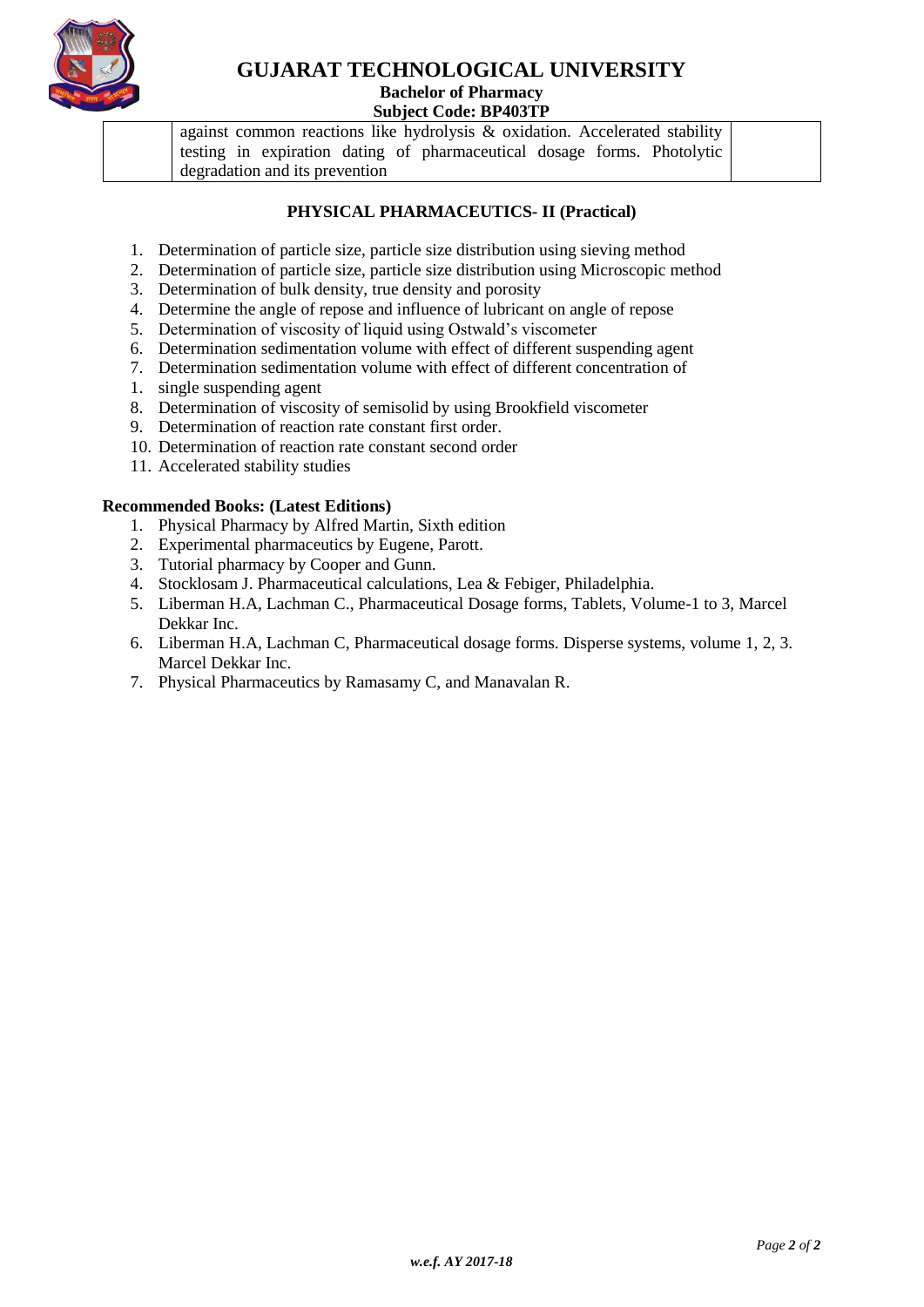| | | |
|---|---|---|
| | against common reactions like hydrolysis & oxidation. Accelerated stability testing in expiration dating of pharmaceutical dosage forms. Photolytic degradation and its prevention | |

## PHYSICAL PHARMACEUTICS- II (Practical)

1. Determination of particle size, particle size distribution using sieving method
2. Determination of particle size, particle size distribution using Microscopic method
3. Determination of bulk density, true density and porosity
4. Determine the angle of repose and influence of lubricant on angle of repose
5. Determination of viscosity of liquid using Ostwald's viscometer
6. Determination sedimentation volume with effect of different suspending agent
7. Determination sedimentation volume with effect of different concentration of
1. single suspending agent
8. Determination of viscosity of semisolid by using Brookfield viscometer
9. Determination of reaction rate constant first order.
10. Determination of reaction rate constant second order
11. Accelerated stability studies

**Recommended Books: (Latest Editions)**

1. Physical Pharmacy by Alfred Martin, Sixth edition
2. Experimental pharmaceutics by Eugene, Parott.
3. Tutorial pharmacy by Cooper and Gunn.
4. Stocklosam J. Pharmaceutical calculations, Lea & Febiger, Philadelphia.
5. Liberman H.A, Lachman C., Pharmaceutical Dosage forms, Tablets, Volume-1 to 3, Marcel Dekkar Inc.
6. Liberman H.A, Lachman C, Pharmaceutical dosage forms. Disperse systems, volume 1, 2, 3. Marcel Dekkar Inc.
7. Physical Pharmaceutics by Ramasamy C, and Manavalan R.

*w.e.f. AY 2017-18*